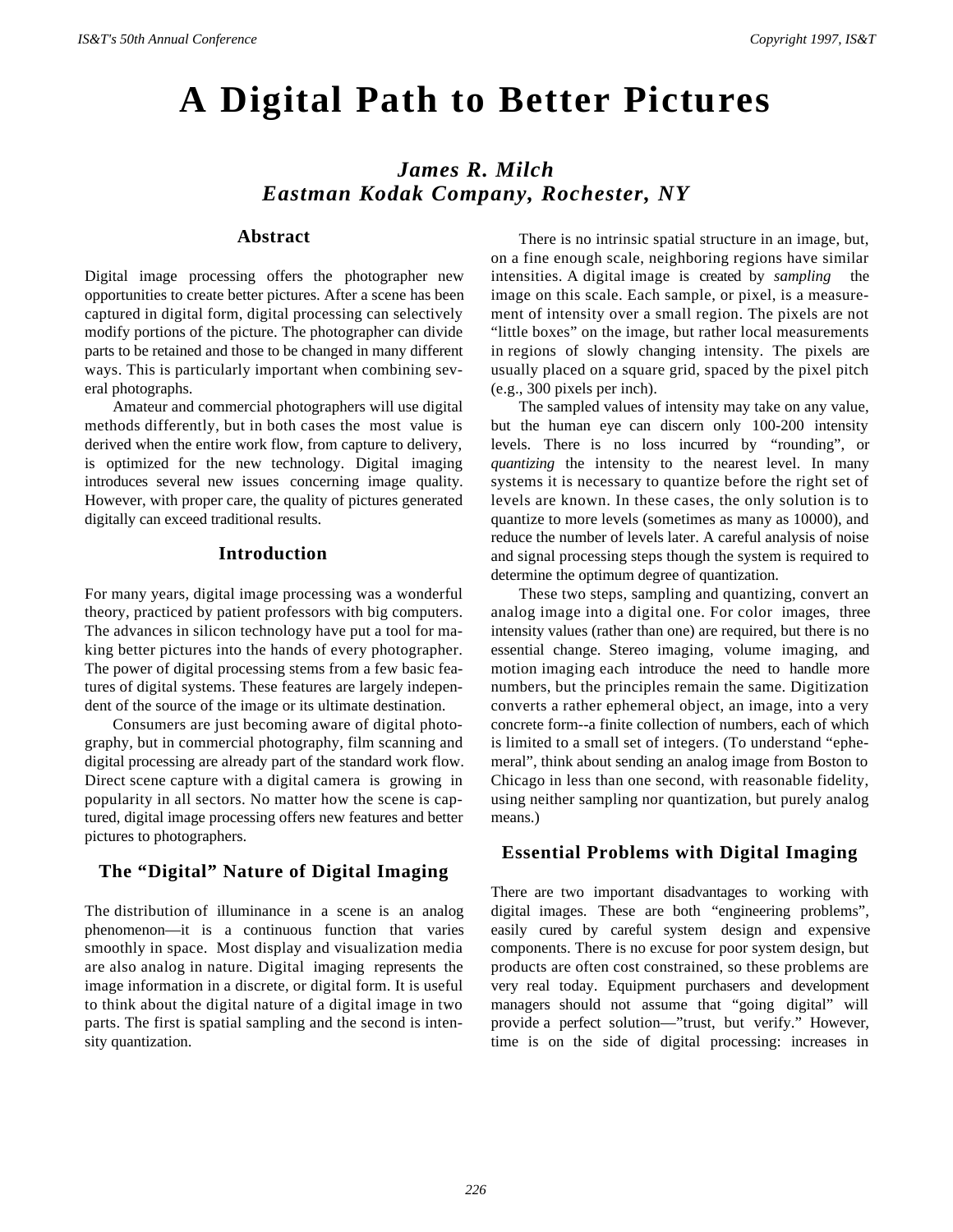# A Digital Path to Better Pictures

### *James R. Milch*
### *Eastman Kodak Company, Rochester, NY*

## Abstract

Digital image processing offers the photographer new opportunities to create better pictures. After a scene has been captured in digital form, digital processing can selectively modify portions of the picture. The photographer can divide parts to be retained and those to be changed in many different ways. This is particularly important when combining several photographs.

Amateur and commercial photographers will use digital methods differently, but in both cases the most value is derived when the entire work flow, from capture to delivery, is optimized for the new technology. Digital imaging introduces several new issues concerning image quality. However, with proper care, the quality of pictures generated digitally can exceed traditional results.

## Introduction

For many years, digital image processing was a wonderful theory, practiced by patient professors with big computers. The advances in silicon technology have put a tool for making better pictures into the hands of every photographer. The power of digital processing stems from a few basic features of digital systems. These features are largely independent of the source of the image or its ultimate destination.

Consumers are just becoming aware of digital photography, but in commercial photography, film scanning and digital processing are already part of the standard work flow. Direct scene capture with a digital camera is growing in popularity in all sectors. No matter how the scene is captured, digital image processing offers new features and better pictures to photographers.

## The "Digital" Nature of Digital Imaging

The distribution of illuminance in a scene is an analog phenomenon—it is a continuous function that varies smoothly in space. Most display and visualization media are also analog in nature. Digital imaging represents the image information in a discrete, or digital form. It is useful to think about the digital nature of a digital image in two parts. The first is spatial sampling and the second is intensity quantization.

There is no intrinsic spatial structure in an image, but, on a fine enough scale, neighboring regions have similar intensities. A digital image is created by *sampling* the image on this scale. Each sample, or pixel, is a measurement of intensity over a small region. The pixels are not "little boxes" on the image, but rather local measurements in regions of slowly changing intensity. The pixels are usually placed on a square grid, spaced by the pixel pitch (e.g., 300 pixels per inch).

The sampled values of intensity may take on any value, but the human eye can discern only 100-200 intensity levels. There is no loss incurred by "rounding", or *quantizing* the intensity to the nearest level. In many systems it is necessary to quantize before the right set of levels are known. In these cases, the only solution is to quantize to more levels (sometimes as many as 10000), and reduce the number of levels later. A careful analysis of noise and signal processing steps though the system is required to determine the optimum degree of quantization.

These two steps, sampling and quantizing, convert an analog image into a digital one. For color images, three intensity values (rather than one) are required, but there is no essential change. Stereo imaging, volume imaging, and motion imaging each introduce the need to handle more numbers, but the principles remain the same. Digitization converts a rather ephemeral object, an image, into a very concrete form--a finite collection of numbers, each of which is limited to a small set of integers. (To understand "ephemeral", think about sending an analog image from Boston to Chicago in less than one second, with reasonable fidelity, using neither sampling nor quantization, but purely analog means.)

## Essential Problems with Digital Imaging

There are two important disadvantages to working with digital images. These are both "engineering problems", easily cured by careful system design and expensive components. There is no excuse for poor system design, but products are often cost constrained, so these problems are very real today. Equipment purchasers and development managers should not assume that "going digital" will provide a perfect solution—"trust, but verify." However, time is on the side of digital processing: increases in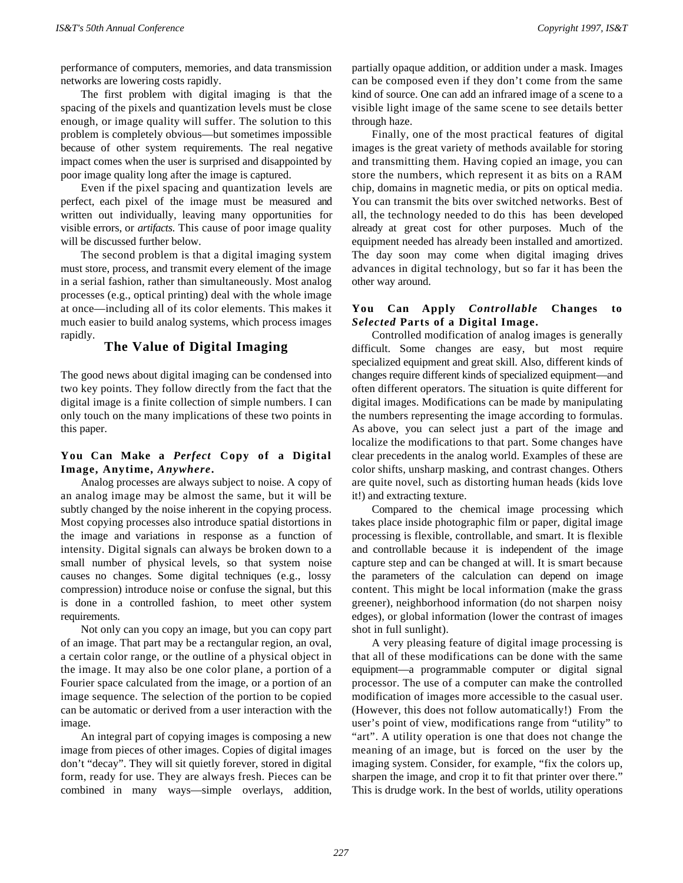performance of computers, memories, and data transmission networks are lowering costs rapidly.

The first problem with digital imaging is that the spacing of the pixels and quantization levels must be close enough, or image quality will suffer. The solution to this problem is completely obvious—but sometimes impossible because of other system requirements. The real negative impact comes when the user is surprised and disappointed by poor image quality long after the image is captured.

Even if the pixel spacing and quantization levels are perfect, each pixel of the image must be measured and written out individually, leaving many opportunities for visible errors, or *artifacts.* This cause of poor image quality will be discussed further below.

The second problem is that a digital imaging system must store, process, and transmit every element of the image in a serial fashion, rather than simultaneously. Most analog processes (e.g., optical printing) deal with the whole image at once—including all of its color elements. This makes it much easier to build analog systems, which process images rapidly.

## The Value of Digital Imaging

The good news about digital imaging can be condensed into two key points. They follow directly from the fact that the digital image is a finite collection of simple numbers. I can only touch on the many implications of these two points in this paper.

### You Can Make a *Perfect* Copy of a Digital Image, Anytime, *Anywhere*.

Analog processes are always subject to noise. A copy of an analog image may be almost the same, but it will be subtly changed by the noise inherent in the copying process. Most copying processes also introduce spatial distortions in the image and variations in response as a function of intensity. Digital signals can always be broken down to a small number of physical levels, so that system noise causes no changes. Some digital techniques (e.g., lossy compression) introduce noise or confuse the signal, but this is done in a controlled fashion, to meet other system requirements.

Not only can you copy an image, but you can copy part of an image. That part may be a rectangular region, an oval, a certain color range, or the outline of a physical object in the image. It may also be one color plane, a portion of a Fourier space calculated from the image, or a portion of an image sequence. The selection of the portion to be copied can be automatic or derived from a user interaction with the image.

An integral part of copying images is composing a new image from pieces of other images. Copies of digital images don't "decay". They will sit quietly forever, stored in digital form, ready for use. They are always fresh. Pieces can be combined in many ways—simple overlays, addition, partially opaque addition, or addition under a mask. Images can be composed even if they don't come from the same kind of source. One can add an infrared image of a scene to a visible light image of the same scene to see details better through haze.

Finally, one of the most practical features of digital images is the great variety of methods available for storing and transmitting them. Having copied an image, you can store the numbers, which represent it as bits on a RAM chip, domains in magnetic media, or pits on optical media. You can transmit the bits over switched networks. Best of all, the technology needed to do this has been developed already at great cost for other purposes. Much of the equipment needed has already been installed and amortized. The day soon may come when digital imaging drives advances in digital technology, but so far it has been the other way around.

### You Can Apply *Controllable* Changes to *Selected* Parts of a Digital Image.

Controlled modification of analog images is generally difficult. Some changes are easy, but most require specialized equipment and great skill. Also, different kinds of changes require different kinds of specialized equipment—and often different operators. The situation is quite different for digital images. Modifications can be made by manipulating the numbers representing the image according to formulas. As above, you can select just a part of the image and localize the modifications to that part. Some changes have clear precedents in the analog world. Examples of these are color shifts, unsharp masking, and contrast changes. Others are quite novel, such as distorting human heads (kids love it!) and extracting texture.

Compared to the chemical image processing which takes place inside photographic film or paper, digital image processing is flexible, controllable, and smart. It is flexible and controllable because it is independent of the image capture step and can be changed at will. It is smart because the parameters of the calculation can depend on image content. This might be local information (make the grass greener), neighborhood information (do not sharpen noisy edges), or global information (lower the contrast of images shot in full sunlight).

A very pleasing feature of digital image processing is that all of these modifications can be done with the same equipment—a programmable computer or digital signal processor. The use of a computer can make the controlled modification of images more accessible to the casual user. (However, this does not follow automatically!) From the user's point of view, modifications range from "utility" to "art". A utility operation is one that does not change the meaning of an image, but is forced on the user by the imaging system. Consider, for example, "fix the colors up, sharpen the image, and crop it to fit that printer over there." This is drudge work. In the best of worlds, utility operations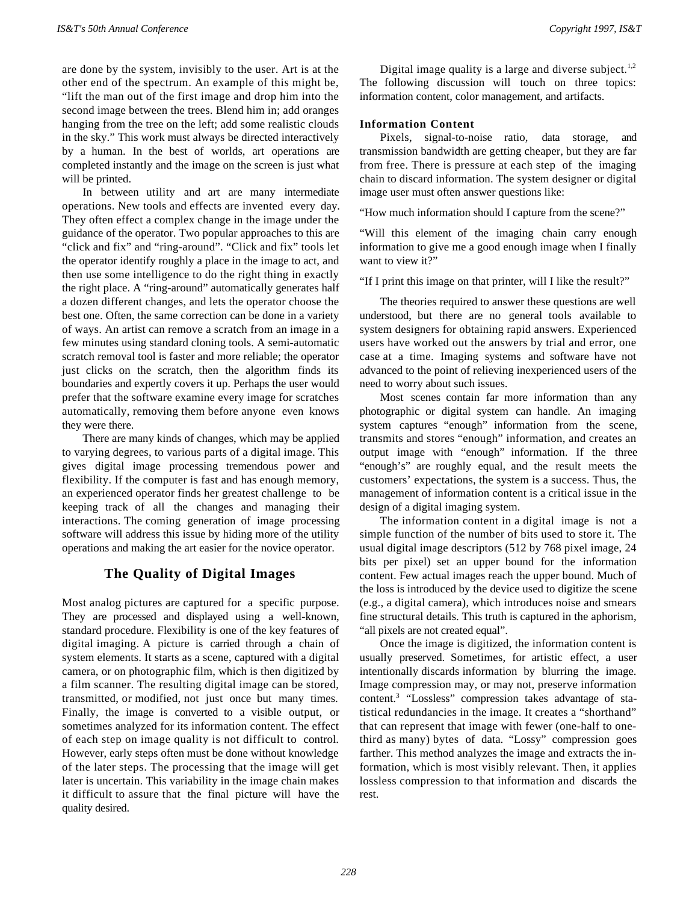are done by the system, invisibly to the user. Art is at the other end of the spectrum. An example of this might be, "lift the man out of the first image and drop him into the second image between the trees. Blend him in; add oranges hanging from the tree on the left; add some realistic clouds in the sky." This work must always be directed interactively by a human. In the best of worlds, art operations are completed instantly and the image on the screen is just what will be printed.

In between utility and art are many intermediate operations. New tools and effects are invented every day. They often effect a complex change in the image under the guidance of the operator. Two popular approaches to this are "click and fix" and "ring-around". "Click and fix" tools let the operator identify roughly a place in the image to act, and then use some intelligence to do the right thing in exactly the right place. A "ring-around" automatically generates half a dozen different changes, and lets the operator choose the best one. Often, the same correction can be done in a variety of ways. An artist can remove a scratch from an image in a few minutes using standard cloning tools. A semi-automatic scratch removal tool is faster and more reliable; the operator just clicks on the scratch, then the algorithm finds its boundaries and expertly covers it up. Perhaps the user would prefer that the software examine every image for scratches automatically, removing them before anyone even knows they were there.

There are many kinds of changes, which may be applied to varying degrees, to various parts of a digital image. This gives digital image processing tremendous power and flexibility. If the computer is fast and has enough memory, an experienced operator finds her greatest challenge to be keeping track of all the changes and managing their interactions. The coming generation of image processing software will address this issue by hiding more of the utility operations and making the art easier for the novice operator.

## The Quality of Digital Images

Most analog pictures are captured for a specific purpose. They are processed and displayed using a well-known, standard procedure. Flexibility is one of the key features of digital imaging. A picture is carried through a chain of system elements. It starts as a scene, captured with a digital camera, or on photographic film, which is then digitized by a film scanner. The resulting digital image can be stored, transmitted, or modified, not just once but many times. Finally, the image is converted to a visible output, or sometimes analyzed for its information content. The effect of each step on image quality is not difficult to control. However, early steps often must be done without knowledge of the later steps. The processing that the image will get later is uncertain. This variability in the image chain makes it difficult to assure that the final picture will have the quality desired.

Digital image quality is a large and diverse subject.[1,2] The following discussion will touch on three topics: information content, color management, and artifacts.

### Information Content

Pixels, signal-to-noise ratio, data storage, and transmission bandwidth are getting cheaper, but they are far from free. There is pressure at each step of the imaging chain to discard information. The system designer or digital image user must often answer questions like:

"How much information should I capture from the scene?"

"Will this element of the imaging chain carry enough information to give me a good enough image when I finally want to view it?"

"If I print this image on that printer, will I like the result?"

The theories required to answer these questions are well understood, but there are no general tools available to system designers for obtaining rapid answers. Experienced users have worked out the answers by trial and error, one case at a time. Imaging systems and software have not advanced to the point of relieving inexperienced users of the need to worry about such issues.

Most scenes contain far more information than any photographic or digital system can handle. An imaging system captures "enough" information from the scene, transmits and stores "enough" information, and creates an output image with "enough" information. If the three "enough's" are roughly equal, and the result meets the customers' expectations, the system is a success. Thus, the management of information content is a critical issue in the design of a digital imaging system.

The information content in a digital image is not a simple function of the number of bits used to store it. The usual digital image descriptors (512 by 768 pixel image, 24 bits per pixel) set an upper bound for the information content. Few actual images reach the upper bound. Much of the loss is introduced by the device used to digitize the scene (e.g., a digital camera), which introduces noise and smears fine structural details. This truth is captured in the aphorism, "all pixels are not created equal".

Once the image is digitized, the information content is usually preserved. Sometimes, for artistic effect, a user intentionally discards information by blurring the image. Image compression may, or may not, preserve information content.[3] "Lossless" compression takes advantage of statistical redundancies in the image. It creates a "shorthand" that can represent that image with fewer (one-half to one-third as many) bytes of data. "Lossy" compression goes farther. This method analyzes the image and extracts the information, which is most visibly relevant. Then, it applies lossless compression to that information and discards the rest.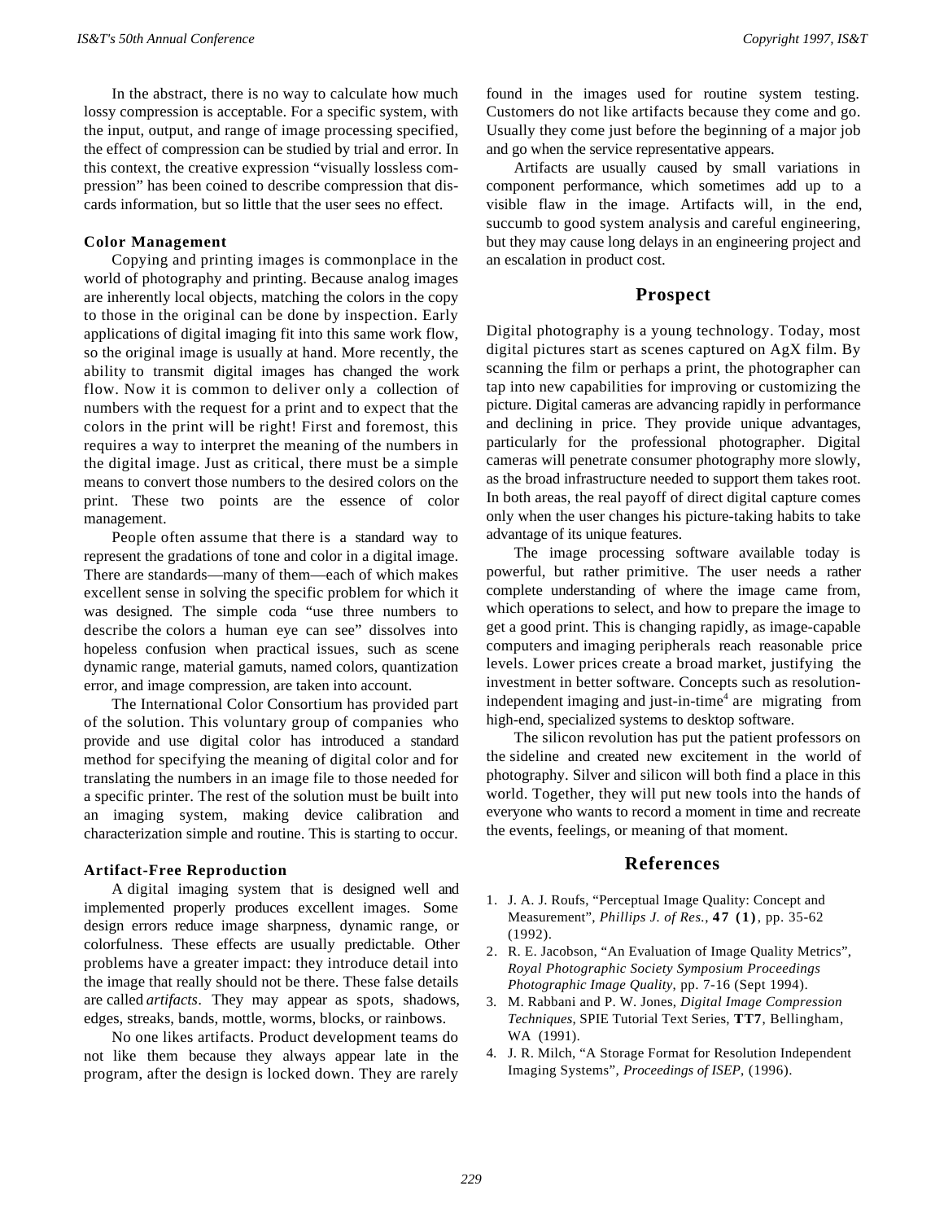In the abstract, there is no way to calculate how much lossy compression is acceptable. For a specific system, with the input, output, and range of image processing specified, the effect of compression can be studied by trial and error. In this context, the creative expression "visually lossless compression" has been coined to describe compression that discards information, but so little that the user sees no effect.

### Color Management

Copying and printing images is commonplace in the world of photography and printing. Because analog images are inherently local objects, matching the colors in the copy to those in the original can be done by inspection. Early applications of digital imaging fit into this same work flow, so the original image is usually at hand. More recently, the ability to transmit digital images has changed the work flow. Now it is common to deliver only a collection of numbers with the request for a print and to expect that the colors in the print will be right! First and foremost, this requires a way to interpret the meaning of the numbers in the digital image. Just as critical, there must be a simple means to convert those numbers to the desired colors on the print. These two points are the essence of color management.

People often assume that there is a standard way to represent the gradations of tone and color in a digital image. There are standards—many of them—each of which makes excellent sense in solving the specific problem for which it was designed. The simple coda "use three numbers to describe the colors a human eye can see" dissolves into hopeless confusion when practical issues, such as scene dynamic range, material gamuts, named colors, quantization error, and image compression, are taken into account.

The International Color Consortium has provided part of the solution. This voluntary group of companies who provide and use digital color has introduced a standard method for specifying the meaning of digital color and for translating the numbers in an image file to those needed for a specific printer. The rest of the solution must be built into an imaging system, making device calibration and characterization simple and routine. This is starting to occur.

### Artifact-Free Reproduction

A digital imaging system that is designed well and implemented properly produces excellent images. Some design errors reduce image sharpness, dynamic range, or colorfulness. These effects are usually predictable. Other problems have a greater impact: they introduce detail into the image that really should not be there. These false details are called *artifacts*. They may appear as spots, shadows, edges, streaks, bands, mottle, worms, blocks, or rainbows.

No one likes artifacts. Product development teams do not like them because they always appear late in the program, after the design is locked down. They are rarely found in the images used for routine system testing. Customers do not like artifacts because they come and go. Usually they come just before the beginning of a major job and go when the service representative appears.

Artifacts are usually caused by small variations in component performance, which sometimes add up to a visible flaw in the image. Artifacts will, in the end, succumb to good system analysis and careful engineering, but they may cause long delays in an engineering project and an escalation in product cost.

## Prospect

Digital photography is a young technology. Today, most digital pictures start as scenes captured on AgX film. By scanning the film or perhaps a print, the photographer can tap into new capabilities for improving or customizing the picture. Digital cameras are advancing rapidly in performance and declining in price. They provide unique advantages, particularly for the professional photographer. Digital cameras will penetrate consumer photography more slowly, as the broad infrastructure needed to support them takes root. In both areas, the real payoff of direct digital capture comes only when the user changes his picture-taking habits to take advantage of its unique features.

The image processing software available today is powerful, but rather primitive. The user needs a rather complete understanding of where the image came from, which operations to select, and how to prepare the image to get a good print. This is changing rapidly, as image-capable computers and imaging peripherals reach reasonable price levels. Lower prices create a broad market, justifying the investment in better software. Concepts such as resolution-independent imaging and just-in-time[4] are migrating from high-end, specialized systems to desktop software.

The silicon revolution has put the patient professors on the sideline and created new excitement in the world of photography. Silver and silicon will both find a place in this world. Together, they will put new tools into the hands of everyone who wants to record a moment in time and recreate the events, feelings, or meaning of that moment.

## References

1. J. A. J. Roufs, "Perceptual Image Quality: Concept and Measurement", *Phillips J. of Res.*, **47 (1)**, pp. 35-62 (1992).
2. R. E. Jacobson, "An Evaluation of Image Quality Metrics", *Royal Photographic Society Symposium Proceedings Photographic Image Quality*, pp. 7-16 (Sept 1994).
3. M. Rabbani and P. W. Jones, *Digital Image Compression Techniques*, SPIE Tutorial Text Series, **TT7**, Bellingham, WA (1991).
4. J. R. Milch, "A Storage Format for Resolution Independent Imaging Systems", *Proceedings of ISEP*, (1996).